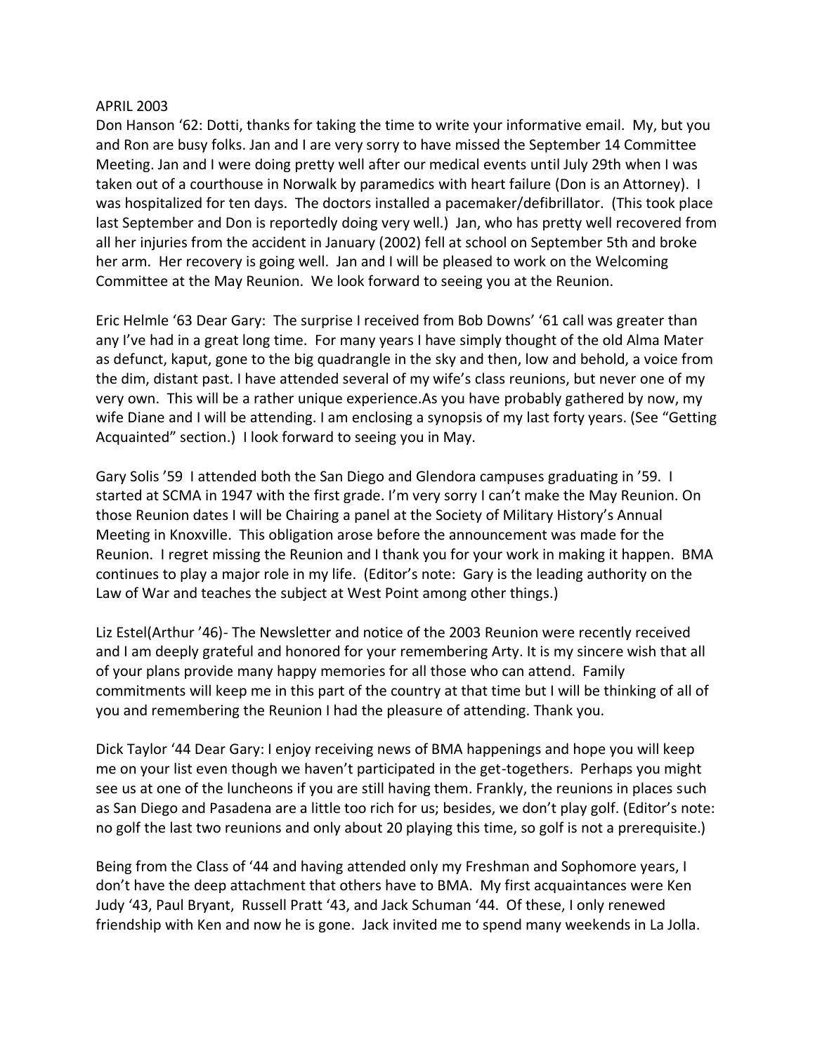APRIL 2003

Don Hanson '62: Dotti, thanks for taking the time to write your informative email. My, but you and Ron are busy folks. Jan and I are very sorry to have missed the September 14 Committee Meeting. Jan and I were doing pretty well after our medical events until July 29th when I was taken out of a courthouse in Norwalk by paramedics with heart failure (Don is an Attorney). I was hospitalized for ten days. The doctors installed a pacemaker/defibrillator. (This took place last September and Don is reportedly doing very well.) Jan, who has pretty well recovered from all her injuries from the accident in January (2002) fell at school on September 5th and broke her arm. Her recovery is going well. Jan and I will be pleased to work on the Welcoming Committee at the May Reunion. We look forward to seeing you at the Reunion.

Eric Helmle '63 Dear Gary: The surprise I received from Bob Downs' '61 call was greater than any I've had in a great long time. For many years I have simply thought of the old Alma Mater as defunct, kaput, gone to the big quadrangle in the sky and then, low and behold, a voice from the dim, distant past. I have attended several of my wife's class reunions, but never one of my very own. This will be a rather unique experience.As you have probably gathered by now, my wife Diane and I will be attending. I am enclosing a synopsis of my last forty years. (See "Getting Acquainted" section.) I look forward to seeing you in May.

Gary Solis '59 I attended both the San Diego and Glendora campuses graduating in '59. I started at SCMA in 1947 with the first grade. I'm very sorry I can't make the May Reunion. On those Reunion dates I will be Chairing a panel at the Society of Military History's Annual Meeting in Knoxville. This obligation arose before the announcement was made for the Reunion. I regret missing the Reunion and I thank you for your work in making it happen. BMA continues to play a major role in my life. (Editor's note: Gary is the leading authority on the Law of War and teaches the subject at West Point among other things.)

Liz Estel(Arthur '46)- The Newsletter and notice of the 2003 Reunion were recently received and I am deeply grateful and honored for your remembering Arty. It is my sincere wish that all of your plans provide many happy memories for all those who can attend. Family commitments will keep me in this part of the country at that time but I will be thinking of all of you and remembering the Reunion I had the pleasure of attending. Thank you.

Dick Taylor '44 Dear Gary: I enjoy receiving news of BMA happenings and hope you will keep me on your list even though we haven't participated in the get-togethers. Perhaps you might see us at one of the luncheons if you are still having them. Frankly, the reunions in places such as San Diego and Pasadena are a little too rich for us; besides, we don't play golf. (Editor's note: no golf the last two reunions and only about 20 playing this time, so golf is not a prerequisite.)

Being from the Class of '44 and having attended only my Freshman and Sophomore years, I don't have the deep attachment that others have to BMA. My first acquaintances were Ken Judy '43, Paul Bryant, Russell Pratt '43, and Jack Schuman '44. Of these, I only renewed friendship with Ken and now he is gone. Jack invited me to spend many weekends in La Jolla.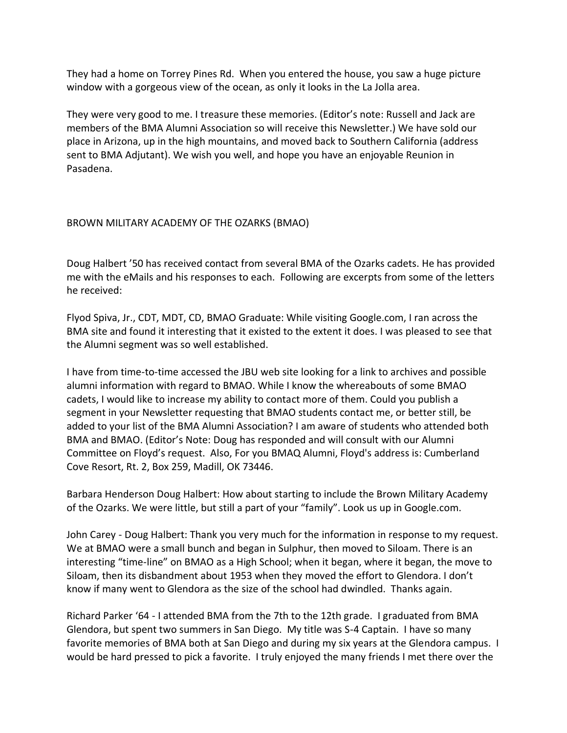They had a home on Torrey Pines Rd. When you entered the house, you saw a huge picture window with a gorgeous view of the ocean, as only it looks in the La Jolla area.

They were very good to me. I treasure these memories. (Editor's note: Russell and Jack are members of the BMA Alumni Association so will receive this Newsletter.) We have sold our place in Arizona, up in the high mountains, and moved back to Southern California (address sent to BMA Adjutant). We wish you well, and hope you have an enjoyable Reunion in Pasadena.

## BROWN MILITARY ACADEMY OF THE OZARKS (BMAO)

Doug Halbert '50 has received contact from several BMA of the Ozarks cadets. He has provided me with the eMails and his responses to each. Following are excerpts from some of the letters he received:

Flyod Spiva, Jr., CDT, MDT, CD, BMAO Graduate: While visiting Google.com, I ran across the BMA site and found it interesting that it existed to the extent it does. I was pleased to see that the Alumni segment was so well established.

I have from time-to-time accessed the JBU web site looking for a link to archives and possible alumni information with regard to BMAO. While I know the whereabouts of some BMAO cadets, I would like to increase my ability to contact more of them. Could you publish a segment in your Newsletter requesting that BMAO students contact me, or better still, be added to your list of the BMA Alumni Association? I am aware of students who attended both BMA and BMAO. (Editor's Note: Doug has responded and will consult with our Alumni Committee on Floyd's request. Also, For you BMAQ Alumni, Floyd's address is: Cumberland Cove Resort, Rt. 2, Box 259, Madill, OK 73446.

Barbara Henderson Doug Halbert: How about starting to include the Brown Military Academy of the Ozarks. We were little, but still a part of your "family". Look us up in Google.com.

John Carey - Doug Halbert: Thank you very much for the information in response to my request. We at BMAO were a small bunch and began in Sulphur, then moved to Siloam. There is an interesting "time-line" on BMAO as a High School; when it began, where it began, the move to Siloam, then its disbandment about 1953 when they moved the effort to Glendora. I don't know if many went to Glendora as the size of the school had dwindled. Thanks again.

Richard Parker '64 - I attended BMA from the 7th to the 12th grade. I graduated from BMA Glendora, but spent two summers in San Diego. My title was S-4 Captain. I have so many favorite memories of BMA both at San Diego and during my six years at the Glendora campus. I would be hard pressed to pick a favorite. I truly enjoyed the many friends I met there over the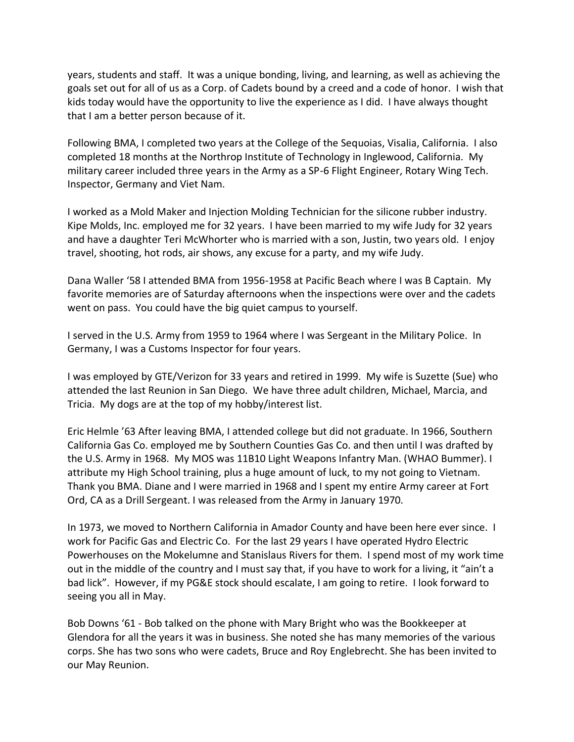years, students and staff. It was a unique bonding, living, and learning, as well as achieving the goals set out for all of us as a Corp. of Cadets bound by a creed and a code of honor. I wish that kids today would have the opportunity to live the experience as I did. I have always thought that I am a better person because of it.

Following BMA, I completed two years at the College of the Sequoias, Visalia, California. I also completed 18 months at the Northrop Institute of Technology in Inglewood, California. My military career included three years in the Army as a SP-6 Flight Engineer, Rotary Wing Tech. Inspector, Germany and Viet Nam.

I worked as a Mold Maker and Injection Molding Technician for the silicone rubber industry. Kipe Molds, Inc. employed me for 32 years. I have been married to my wife Judy for 32 years and have a daughter Teri McWhorter who is married with a son, Justin, two years old. I enjoy travel, shooting, hot rods, air shows, any excuse for a party, and my wife Judy.

Dana Waller '58 I attended BMA from 1956-1958 at Pacific Beach where I was B Captain. My favorite memories are of Saturday afternoons when the inspections were over and the cadets went on pass. You could have the big quiet campus to yourself.

I served in the U.S. Army from 1959 to 1964 where I was Sergeant in the Military Police. In Germany, I was a Customs Inspector for four years.

I was employed by GTE/Verizon for 33 years and retired in 1999. My wife is Suzette (Sue) who attended the last Reunion in San Diego. We have three adult children, Michael, Marcia, and Tricia. My dogs are at the top of my hobby/interest list.

Eric Helmle '63 After leaving BMA, I attended college but did not graduate. In 1966, Southern California Gas Co. employed me by Southern Counties Gas Co. and then until I was drafted by the U.S. Army in 1968. My MOS was 11B10 Light Weapons Infantry Man. (WHAO Bummer). I attribute my High School training, plus a huge amount of luck, to my not going to Vietnam. Thank you BMA. Diane and I were married in 1968 and I spent my entire Army career at Fort Ord, CA as a Drill Sergeant. I was released from the Army in January 1970.

In 1973, we moved to Northern California in Amador County and have been here ever since. I work for Pacific Gas and Electric Co. For the last 29 years I have operated Hydro Electric Powerhouses on the Mokelumne and Stanislaus Rivers for them. I spend most of my work time out in the middle of the country and I must say that, if you have to work for a living, it "ain't a bad lick". However, if my PG&E stock should escalate, I am going to retire. I look forward to seeing you all in May.

Bob Downs '61 - Bob talked on the phone with Mary Bright who was the Bookkeeper at Glendora for all the years it was in business. She noted she has many memories of the various corps. She has two sons who were cadets, Bruce and Roy Englebrecht. She has been invited to our May Reunion.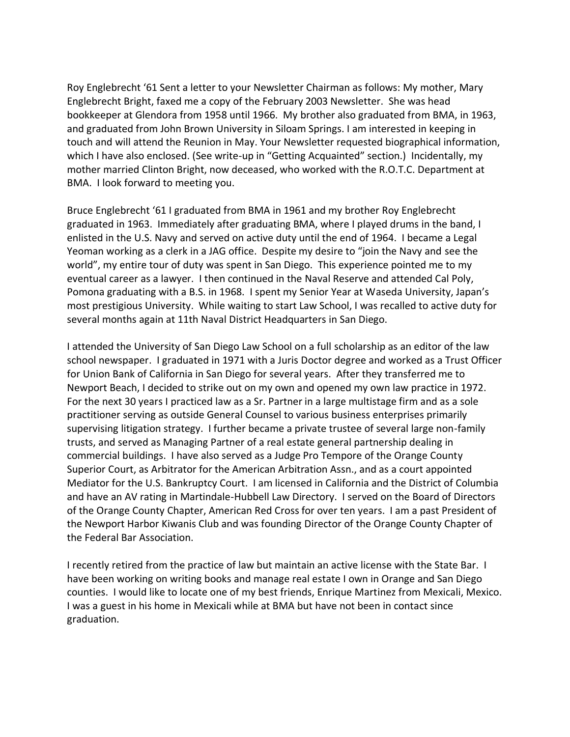Roy Englebrecht ‘61 Sent a letter to your Newsletter Chairman as follows: My mother, Mary Englebrecht Bright, faxed me a copy of the February 2003 Newsletter. She was head bookkeeper at Glendora from 1958 until 1966. My brother also graduated from BMA, in 1963, and graduated from John Brown University in Siloam Springs. I am interested in keeping in touch and will attend the Reunion in May. Your Newsletter requested biographical information, which I have also enclosed. (See write-up in “Getting Acquainted” section.) Incidentally, my mother married Clinton Bright, now deceased, who worked with the R.O.T.C. Department at BMA. I look forward to meeting you.

Bruce Englebrecht ‘61 I graduated from BMA in 1961 and my brother Roy Englebrecht graduated in 1963. Immediately after graduating BMA, where I played drums in the band, I enlisted in the U.S. Navy and served on active duty until the end of 1964. I became a Legal Yeoman working as a clerk in a JAG office. Despite my desire to “join the Navy and see the world”, my entire tour of duty was spent in San Diego. This experience pointed me to my eventual career as a lawyer. I then continued in the Naval Reserve and attended Cal Poly, Pomona graduating with a B.S. in 1968. I spent my Senior Year at Waseda University, Japan’s most prestigious University. While waiting to start Law School, I was recalled to active duty for several months again at 11th Naval District Headquarters in San Diego.

I attended the University of San Diego Law School on a full scholarship as an editor of the law school newspaper. I graduated in 1971 with a Juris Doctor degree and worked as a Trust Officer for Union Bank of California in San Diego for several years. After they transferred me to Newport Beach, I decided to strike out on my own and opened my own law practice in 1972. For the next 30 years I practiced law as a Sr. Partner in a large multistage firm and as a sole practitioner serving as outside General Counsel to various business enterprises primarily supervising litigation strategy. I further became a private trustee of several large non-family trusts, and served as Managing Partner of a real estate general partnership dealing in commercial buildings. I have also served as a Judge Pro Tempore of the Orange County Superior Court, as Arbitrator for the American Arbitration Assn., and as a court appointed Mediator for the U.S. Bankruptcy Court. I am licensed in California and the District of Columbia and have an AV rating in Martindale-Hubbell Law Directory. I served on the Board of Directors of the Orange County Chapter, American Red Cross for over ten years. I am a past President of the Newport Harbor Kiwanis Club and was founding Director of the Orange County Chapter of the Federal Bar Association.

I recently retired from the practice of law but maintain an active license with the State Bar. I have been working on writing books and manage real estate I own in Orange and San Diego counties. I would like to locate one of my best friends, Enrique Martinez from Mexicali, Mexico. I was a guest in his home in Mexicali while at BMA but have not been in contact since graduation.